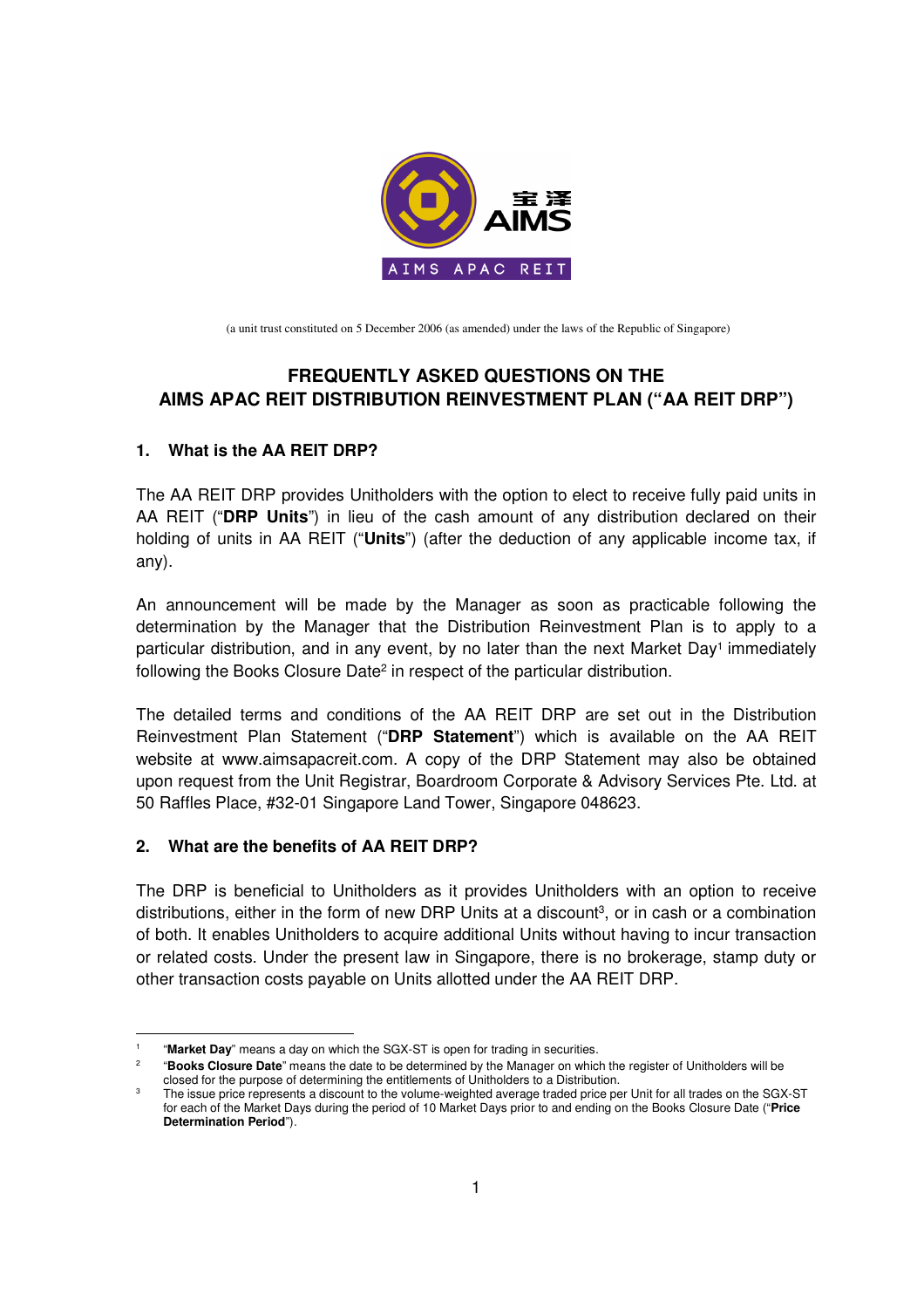宝泽 AIMS

AIMS APAC REIT

(a unit trust constituted on 5 December 2006 (as amended) under the laws of the Republic of Singapore)

# FREQUENTLY ASKED QUESTIONS ON THE AIMS APAC REIT DISTRIBUTION REINVESTMENT PLAN ("AA REIT DRP")

## 1. What is the AA REIT DRP?

The AA REIT DRP provides Unitholders with the option to elect to receive fully paid units in AA REIT ("**DRP Units**") in lieu of the cash amount of any distribution declared on their holding of units in AA REIT ("**Units**") (after the deduction of any applicable income tax, if any).

An announcement will be made by the Manager as soon as practicable following the determination by the Manager that the Distribution Reinvestment Plan is to apply to a particular distribution, and in any event, by no later than the next Market Day[1] immediately following the Books Closure Date[2] in respect of the particular distribution.

The detailed terms and conditions of the AA REIT DRP are set out in the Distribution Reinvestment Plan Statement ("**DRP Statement**") which is available on the AA REIT website at www.aimsapacreit.com. A copy of the DRP Statement may also be obtained upon request from the Unit Registrar, Boardroom Corporate & Advisory Services Pte. Ltd. at 50 Raffles Place, #32-01 Singapore Land Tower, Singapore 048623.

## 2. What are the benefits of AA REIT DRP?

The DRP is beneficial to Unitholders as it provides Unitholders with an option to receive distributions, either in the form of new DRP Units at a discount[3], or in cash or a combination of both. It enables Unitholders to acquire additional Units without having to incur transaction or related costs. Under the present law in Singapore, there is no brokerage, stamp duty or other transaction costs payable on Units allotted under the AA REIT DRP.

---

[1] "**Market Day**" means a day on which the SGX-ST is open for trading in securities.

[2] "**Books Closure Date**" means the date to be determined by the Manager on which the register of Unitholders will be closed for the purpose of determining the entitlements of Unitholders to a Distribution.

[3] The issue price represents a discount to the volume-weighted average traded price per Unit for all trades on the SGX-ST for each of the Market Days during the period of 10 Market Days prior to and ending on the Books Closure Date ("**Price Determination Period**").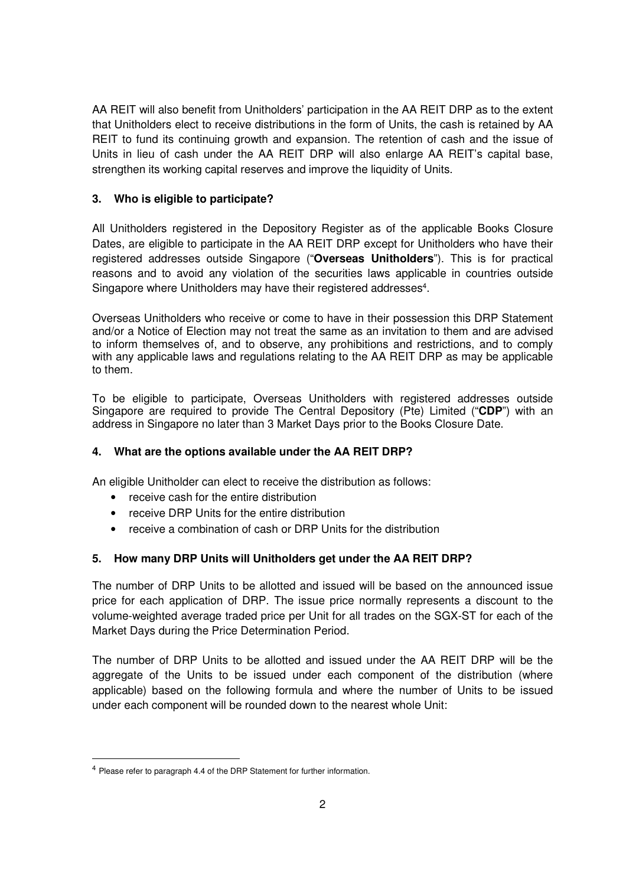AA REIT will also benefit from Unitholders' participation in the AA REIT DRP as to the extent that Unitholders elect to receive distributions in the form of Units, the cash is retained by AA REIT to fund its continuing growth and expansion. The retention of cash and the issue of Units in lieu of cash under the AA REIT DRP will also enlarge AA REIT's capital base, strengthen its working capital reserves and improve the liquidity of Units.

### 3. Who is eligible to participate?

All Unitholders registered in the Depository Register as of the applicable Books Closure Dates, are eligible to participate in the AA REIT DRP except for Unitholders who have their registered addresses outside Singapore ("**Overseas Unitholders**"). This is for practical reasons and to avoid any violation of the securities laws applicable in countries outside Singapore where Unitholders may have their registered addresses[4].

Overseas Unitholders who receive or come to have in their possession this DRP Statement and/or a Notice of Election may not treat the same as an invitation to them and are advised to inform themselves of, and to observe, any prohibitions and restrictions, and to comply with any applicable laws and regulations relating to the AA REIT DRP as may be applicable to them.

To be eligible to participate, Overseas Unitholders with registered addresses outside Singapore are required to provide The Central Depository (Pte) Limited ("**CDP**") with an address in Singapore no later than 3 Market Days prior to the Books Closure Date.

### 4. What are the options available under the AA REIT DRP?

An eligible Unitholder can elect to receive the distribution as follows:

- receive cash for the entire distribution
- receive DRP Units for the entire distribution
- receive a combination of cash or DRP Units for the distribution

### 5. How many DRP Units will Unitholders get under the AA REIT DRP?

The number of DRP Units to be allotted and issued will be based on the announced issue price for each application of DRP. The issue price normally represents a discount to the volume-weighted average traded price per Unit for all trades on the SGX-ST for each of the Market Days during the Price Determination Period.

The number of DRP Units to be allotted and issued under the AA REIT DRP will be the aggregate of the Units to be issued under each component of the distribution (where applicable) based on the following formula and where the number of Units to be issued under each component will be rounded down to the nearest whole Unit:

---

[4] Please refer to paragraph 4.4 of the DRP Statement for further information.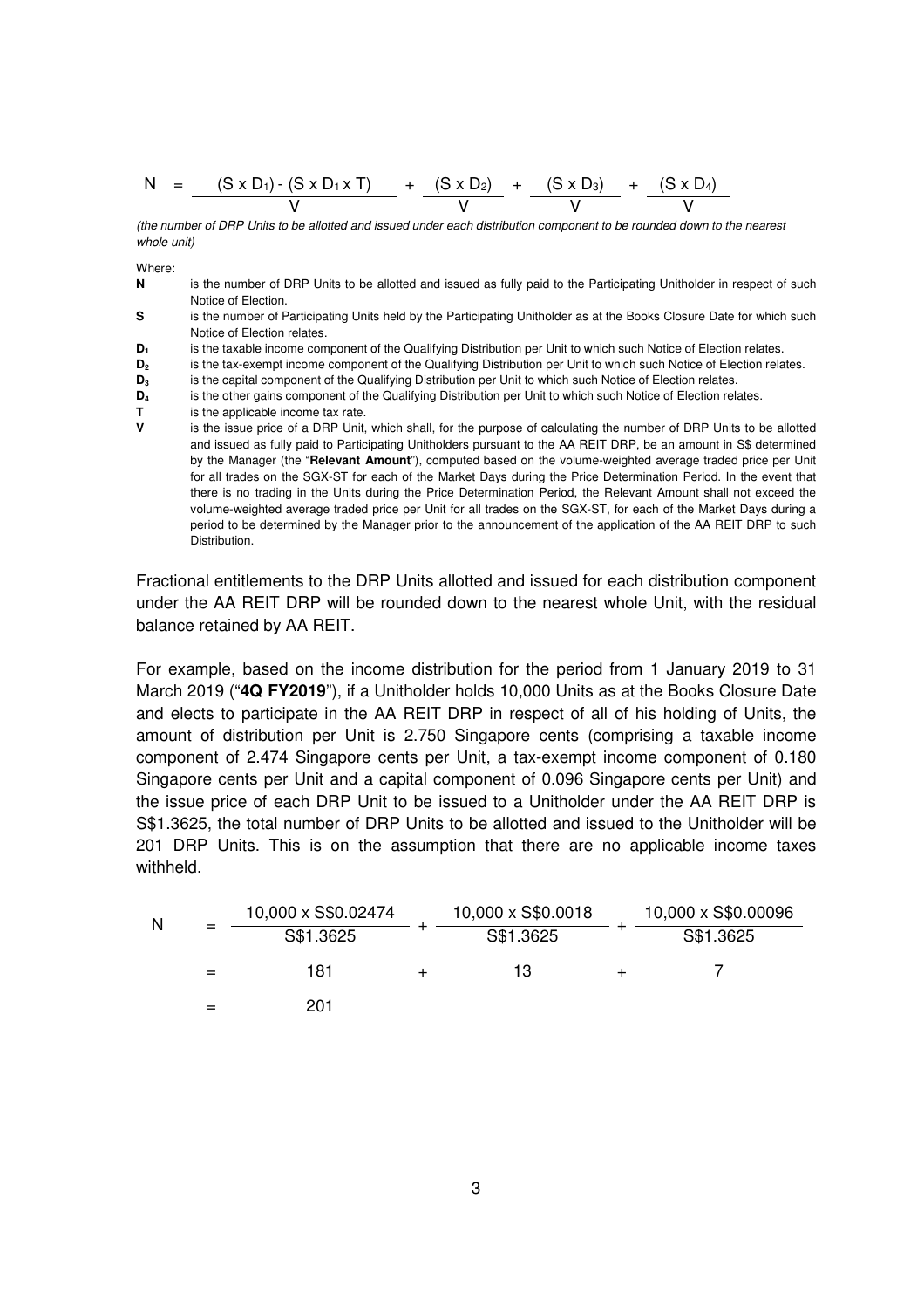$$N = \frac{(S \times D_1) - (S \times D_1 \times T)}{V} + \frac{(S \times D_2)}{V} + \frac{(S \times D_3)}{V} + \frac{(S \times D_4)}{V}$$

*(the number of DRP Units to be allotted and issued under each distribution component to be rounded down to the nearest whole unit)*

Where:

- **N** is the number of DRP Units to be allotted and issued as fully paid to the Participating Unitholder in respect of such Notice of Election.
- **S** is the number of Participating Units held by the Participating Unitholder as at the Books Closure Date for which such Notice of Election relates.
- **$D_1$** is the taxable income component of the Qualifying Distribution per Unit to which such Notice of Election relates.
- **$D_2$** is the tax-exempt income component of the Qualifying Distribution per Unit to which such Notice of Election relates.
- **$D_3$** is the capital component of the Qualifying Distribution per Unit to which such Notice of Election relates.
- **$D_4$** is the other gains component of the Qualifying Distribution per Unit to which such Notice of Election relates.
- **T** is the applicable income tax rate.
- **V** is the issue price of a DRP Unit, which shall, for the purpose of calculating the number of DRP Units to be allotted and issued as fully paid to Participating Unitholders pursuant to the AA REIT DRP, be an amount in S$ determined by the Manager (the "**Relevant Amount**"), computed based on the volume-weighted average traded price per Unit for all trades on the SGX-ST for each of the Market Days during the Price Determination Period. In the event that there is no trading in the Units during the Price Determination Period, the Relevant Amount shall not exceed the volume-weighted average traded price per Unit for all trades on the SGX-ST, for each of the Market Days during a period to be determined by the Manager prior to the announcement of the application of the AA REIT DRP to such Distribution.

Fractional entitlements to the DRP Units allotted and issued for each distribution component under the AA REIT DRP will be rounded down to the nearest whole Unit, with the residual balance retained by AA REIT.

For example, based on the income distribution for the period from 1 January 2019 to 31 March 2019 ("**4Q FY2019**"), if a Unitholder holds 10,000 Units as at the Books Closure Date and elects to participate in the AA REIT DRP in respect of all of his holding of Units, the amount of distribution per Unit is 2.750 Singapore cents (comprising a taxable income component of 2.474 Singapore cents per Unit, a tax-exempt income component of 0.180 Singapore cents per Unit and a capital component of 0.096 Singapore cents per Unit) and the issue price of each DRP Unit to be issued to a Unitholder under the AA REIT DRP is S$1.3625, the total number of DRP Units to be allotted and issued to the Unitholder will be 201 DRP Units. This is on the assumption that there are no applicable income taxes withheld.

$$
\begin{aligned}
N &= \frac{10{,}000 \times \text{S\$}0.02474}{\text{S\$}1.3625} + \frac{10{,}000 \times \text{S\$}0.0018}{\text{S\$}1.3625} + \frac{10{,}000 \times \text{S\$}0.00096}{\text{S\$}1.3625} \\
&= 181 + 13 + 7 \\
&= 201
\end{aligned}
$$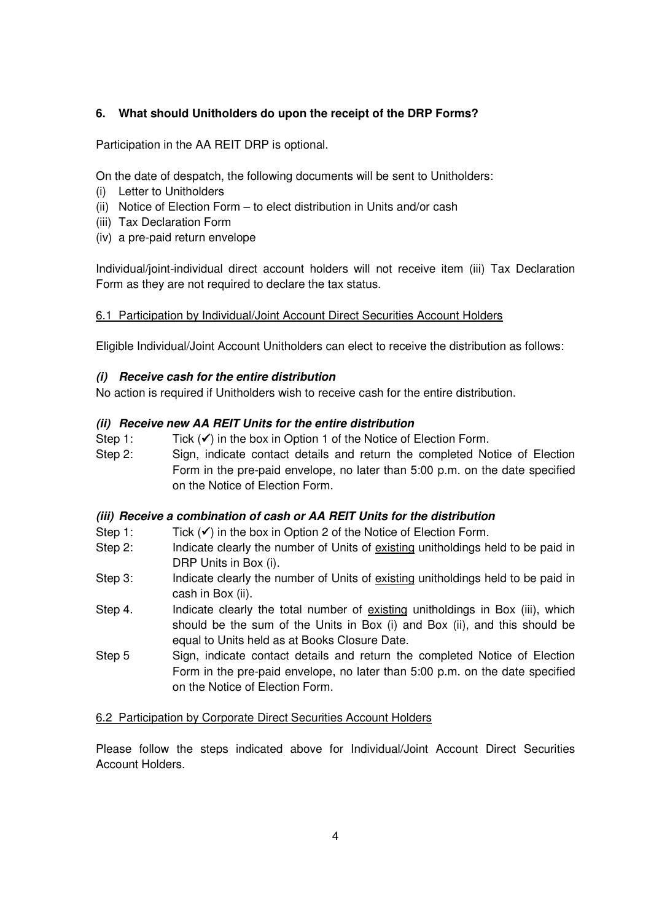**6. What should Unitholders do upon the receipt of the DRP Forms?**

Participation in the AA REIT DRP is optional.

On the date of despatch, the following documents will be sent to Unitholders:

(i) Letter to Unitholders
(ii) Notice of Election Form – to elect distribution in Units and/or cash
(iii) Tax Declaration Form
(iv) a pre-paid return envelope

Individual/joint-individual direct account holders will not receive item (iii) Tax Declaration Form as they are not required to declare the tax status.

<u>6.1 Participation by Individual/Joint Account Direct Securities Account Holders</u>

Eligible Individual/Joint Account Unitholders can elect to receive the distribution as follows:

***(i) Receive cash for the entire distribution***

No action is required if Unitholders wish to receive cash for the entire distribution.

***(ii) Receive new AA REIT Units for the entire distribution***

Step 1: Tick (✔) in the box in Option 1 of the Notice of Election Form.

Step 2: Sign, indicate contact details and return the completed Notice of Election Form in the pre-paid envelope, no later than 5:00 p.m. on the date specified on the Notice of Election Form.

***(iii) Receive a combination of cash or AA REIT Units for the distribution***

Step 1: Tick (✔) in the box in Option 2 of the Notice of Election Form.

Step 2: Indicate clearly the number of Units of <u>existing</u> unitholdings held to be paid in DRP Units in Box (i).

Step 3: Indicate clearly the number of Units of <u>existing</u> unitholdings held to be paid in cash in Box (ii).

Step 4. Indicate clearly the total number of <u>existing</u> unitholdings in Box (iii), which should be the sum of the Units in Box (i) and Box (ii), and this should be equal to Units held as at Books Closure Date.

Step 5 Sign, indicate contact details and return the completed Notice of Election Form in the pre-paid envelope, no later than 5:00 p.m. on the date specified on the Notice of Election Form.

<u>6.2 Participation by Corporate Direct Securities Account Holders</u>

Please follow the steps indicated above for Individual/Joint Account Direct Securities Account Holders.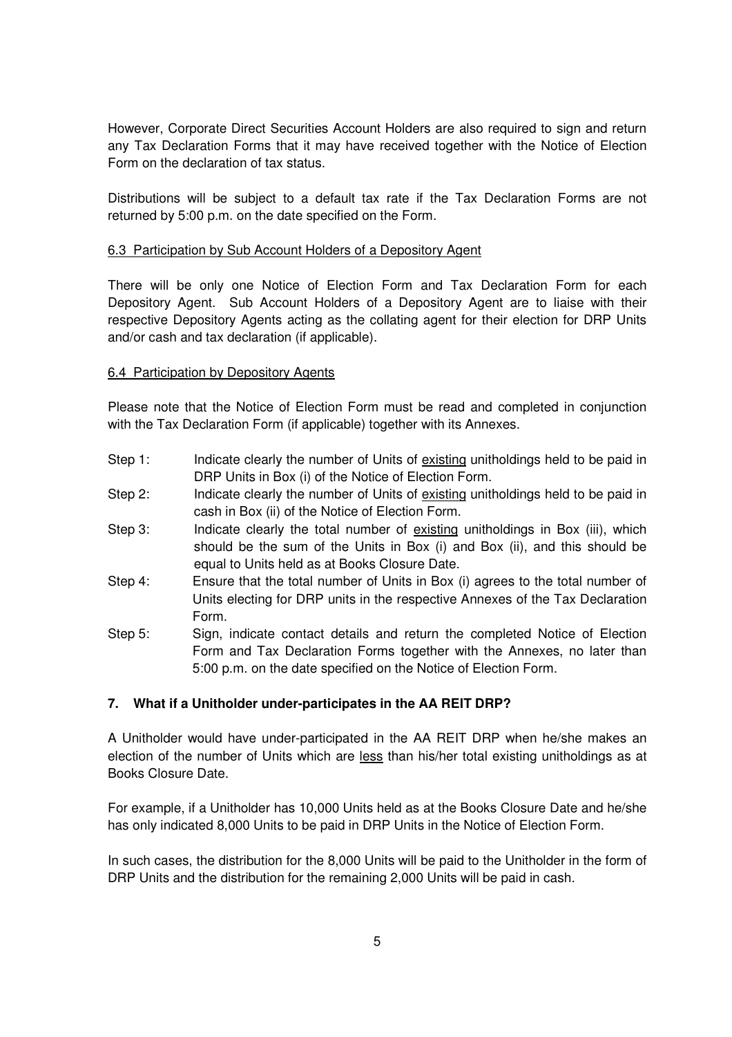However, Corporate Direct Securities Account Holders are also required to sign and return any Tax Declaration Forms that it may have received together with the Notice of Election Form on the declaration of tax status.

Distributions will be subject to a default tax rate if the Tax Declaration Forms are not returned by 5:00 p.m. on the date specified on the Form.

6.3 Participation by Sub Account Holders of a Depository Agent

There will be only one Notice of Election Form and Tax Declaration Form for each Depository Agent. Sub Account Holders of a Depository Agent are to liaise with their respective Depository Agents acting as the collating agent for their election for DRP Units and/or cash and tax declaration (if applicable).

6.4 Participation by Depository Agents

Please note that the Notice of Election Form must be read and completed in conjunction with the Tax Declaration Form (if applicable) together with its Annexes.

- Step 1: Indicate clearly the number of Units of existing unitholdings held to be paid in DRP Units in Box (i) of the Notice of Election Form.
- Step 2: Indicate clearly the number of Units of existing unitholdings held to be paid in cash in Box (ii) of the Notice of Election Form.
- Step 3: Indicate clearly the total number of existing unitholdings in Box (iii), which should be the sum of the Units in Box (i) and Box (ii), and this should be equal to Units held as at Books Closure Date.
- Step 4: Ensure that the total number of Units in Box (i) agrees to the total number of Units electing for DRP units in the respective Annexes of the Tax Declaration Form.
- Step 5: Sign, indicate contact details and return the completed Notice of Election Form and Tax Declaration Forms together with the Annexes, no later than 5:00 p.m. on the date specified on the Notice of Election Form.

## 7. What if a Unitholder under-participates in the AA REIT DRP?

A Unitholder would have under-participated in the AA REIT DRP when he/she makes an election of the number of Units which are less than his/her total existing unitholdings as at Books Closure Date.

For example, if a Unitholder has 10,000 Units held as at the Books Closure Date and he/she has only indicated 8,000 Units to be paid in DRP Units in the Notice of Election Form.

In such cases, the distribution for the 8,000 Units will be paid to the Unitholder in the form of DRP Units and the distribution for the remaining 2,000 Units will be paid in cash.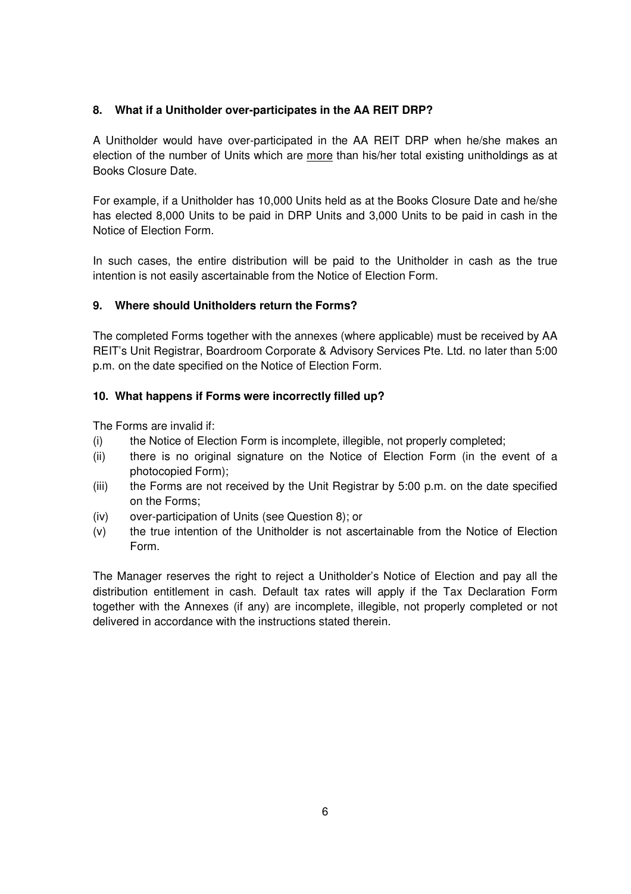### 8. What if a Unitholder over-participates in the AA REIT DRP?

A Unitholder would have over-participated in the AA REIT DRP when he/she makes an election of the number of Units which are more than his/her total existing unitholdings as at Books Closure Date.

For example, if a Unitholder has 10,000 Units held as at the Books Closure Date and he/she has elected 8,000 Units to be paid in DRP Units and 3,000 Units to be paid in cash in the Notice of Election Form.

In such cases, the entire distribution will be paid to the Unitholder in cash as the true intention is not easily ascertainable from the Notice of Election Form.

### 9. Where should Unitholders return the Forms?

The completed Forms together with the annexes (where applicable) must be received by AA REIT's Unit Registrar, Boardroom Corporate & Advisory Services Pte. Ltd. no later than 5:00 p.m. on the date specified on the Notice of Election Form.

### 10. What happens if Forms were incorrectly filled up?

The Forms are invalid if:

- (i) the Notice of Election Form is incomplete, illegible, not properly completed;
- (ii) there is no original signature on the Notice of Election Form (in the event of a photocopied Form);
- (iii) the Forms are not received by the Unit Registrar by 5:00 p.m. on the date specified on the Forms;
- (iv) over-participation of Units (see Question 8); or
- (v) the true intention of the Unitholder is not ascertainable from the Notice of Election Form.

The Manager reserves the right to reject a Unitholder's Notice of Election and pay all the distribution entitlement in cash. Default tax rates will apply if the Tax Declaration Form together with the Annexes (if any) are incomplete, illegible, not properly completed or not delivered in accordance with the instructions stated therein.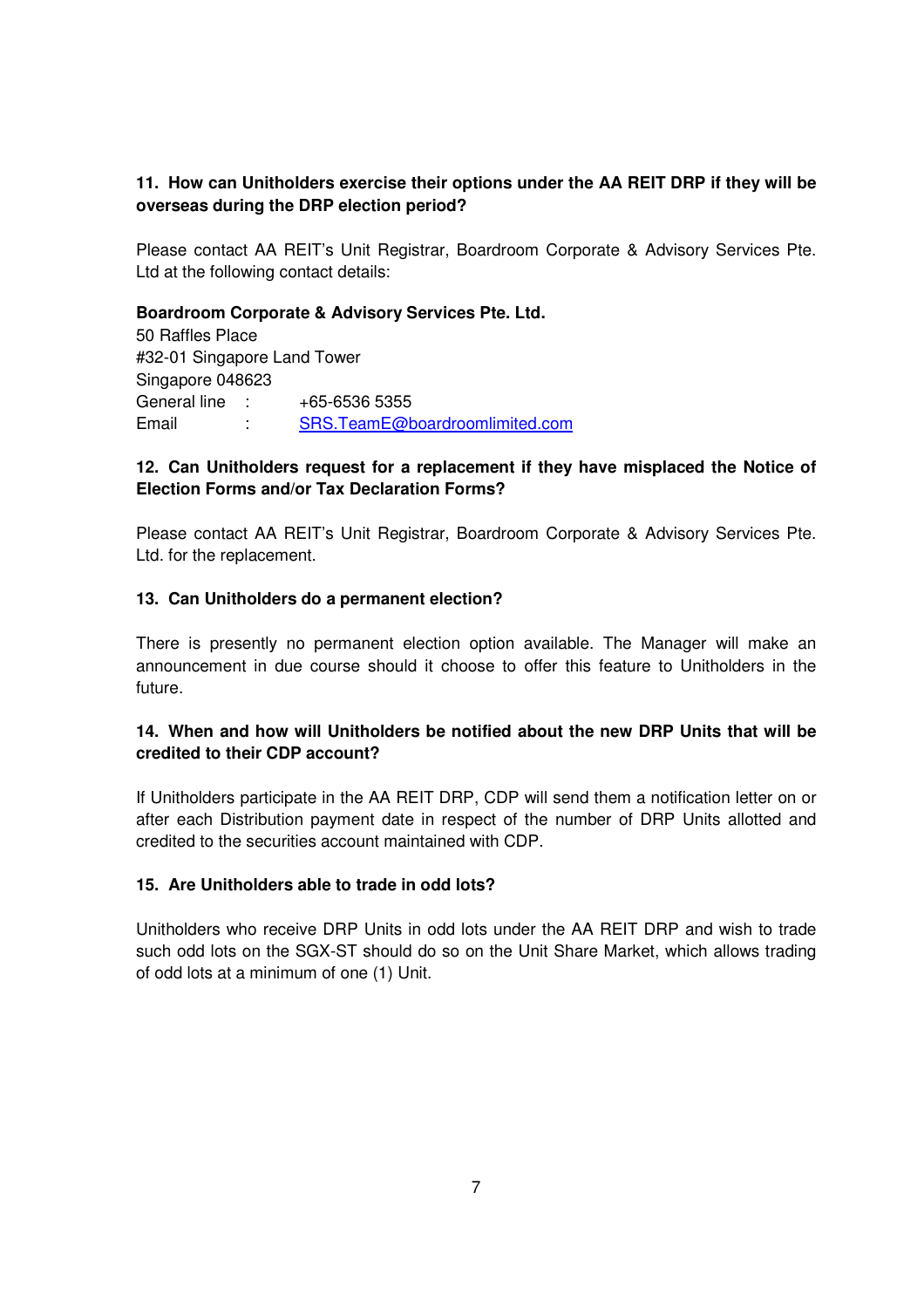**11. How can Unitholders exercise their options under the AA REIT DRP if they will be overseas during the DRP election period?**

Please contact AA REIT's Unit Registrar, Boardroom Corporate & Advisory Services Pte. Ltd at the following contact details:

**Boardroom Corporate & Advisory Services Pte. Ltd.**
50 Raffles Place
#32-01 Singapore Land Tower
Singapore 048623
General line : +65-6536 5355
Email : SRS.TeamE@boardroomlimited.com

**12. Can Unitholders request for a replacement if they have misplaced the Notice of Election Forms and/or Tax Declaration Forms?**

Please contact AA REIT's Unit Registrar, Boardroom Corporate & Advisory Services Pte. Ltd. for the replacement.

**13. Can Unitholders do a permanent election?**

There is presently no permanent election option available. The Manager will make an announcement in due course should it choose to offer this feature to Unitholders in the future.

**14. When and how will Unitholders be notified about the new DRP Units that will be credited to their CDP account?**

If Unitholders participate in the AA REIT DRP, CDP will send them a notification letter on or after each Distribution payment date in respect of the number of DRP Units allotted and credited to the securities account maintained with CDP.

**15. Are Unitholders able to trade in odd lots?**

Unitholders who receive DRP Units in odd lots under the AA REIT DRP and wish to trade such odd lots on the SGX-ST should do so on the Unit Share Market, which allows trading of odd lots at a minimum of one (1) Unit.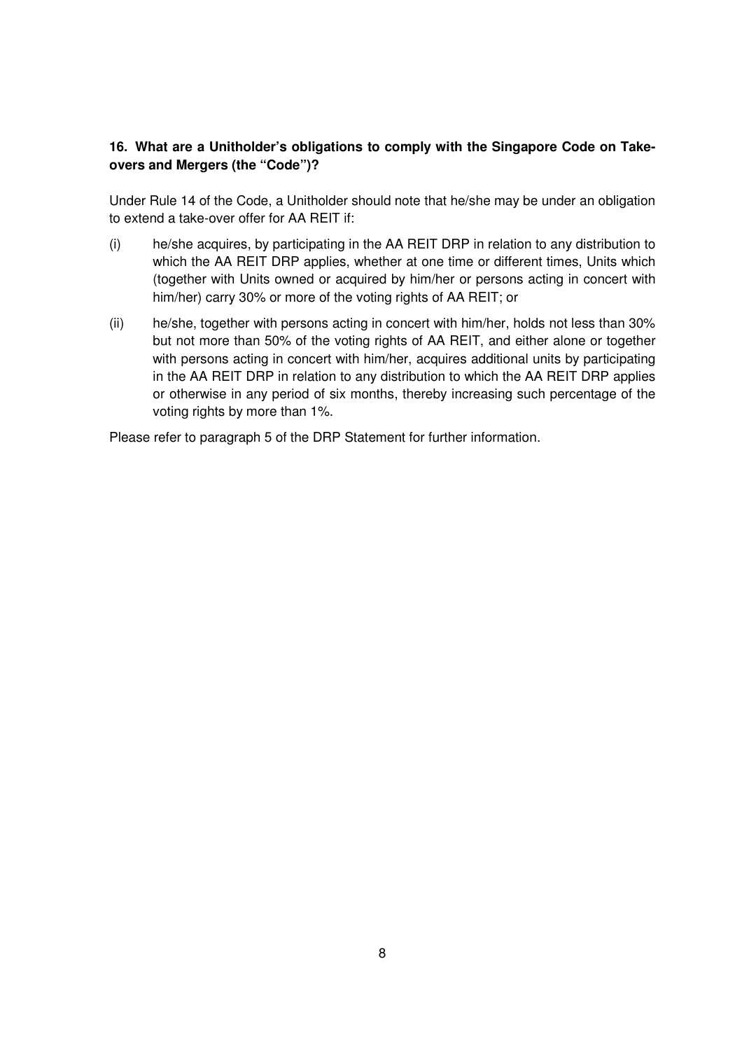**16. What are a Unitholder's obligations to comply with the Singapore Code on Take-overs and Mergers (the "Code")?**

Under Rule 14 of the Code, a Unitholder should note that he/she may be under an obligation to extend a take-over offer for AA REIT if:

(i) he/she acquires, by participating in the AA REIT DRP in relation to any distribution to which the AA REIT DRP applies, whether at one time or different times, Units which (together with Units owned or acquired by him/her or persons acting in concert with him/her) carry 30% or more of the voting rights of AA REIT; or

(ii) he/she, together with persons acting in concert with him/her, holds not less than 30% but not more than 50% of the voting rights of AA REIT, and either alone or together with persons acting in concert with him/her, acquires additional units by participating in the AA REIT DRP in relation to any distribution to which the AA REIT DRP applies or otherwise in any period of six months, thereby increasing such percentage of the voting rights by more than 1%.

Please refer to paragraph 5 of the DRP Statement for further information.